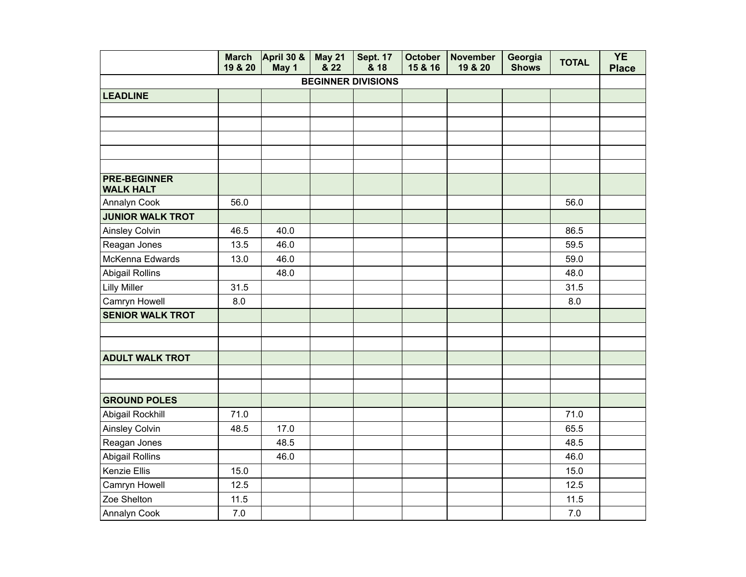| | March 19 & 20 | April 30 & May 1 | May 21 & 22 | Sept. 17 & 18 | October 15 & 16 | November 19 & 20 | Georgia Shows | TOTAL | YE Place |
|---|---|---|---|---|---|---|---|---|---|
| **BEGINNER DIVISIONS** | | | | | | | | | |
| **LEADLINE** | | | | | | | | | |
| | | | | | | | | | |
| | | | | | | | | | |
| | | | | | | | | | |
| | | | | | | | | | |
| | | | | | | | | | |
| **PRE-BEGINNER WALK HALT** | | | | | | | | | |
| Annalyn Cook | 56.0 | | | | | | | 56.0 | |
| **JUNIOR WALK TROT** | | | | | | | | | |
| Ainsley Colvin | 46.5 | 40.0 | | | | | | 86.5 | |
| Reagan Jones | 13.5 | 46.0 | | | | | | 59.5 | |
| McKenna Edwards | 13.0 | 46.0 | | | | | | 59.0 | |
| Abigail Rollins | | 48.0 | | | | | | 48.0 | |
| Lilly Miller | 31.5 | | | | | | | 31.5 | |
| Camryn Howell | 8.0 | | | | | | | 8.0 | |
| **SENIOR WALK TROT** | | | | | | | | | |
| | | | | | | | | | |
| | | | | | | | | | |
| **ADULT WALK TROT** | | | | | | | | | |
| | | | | | | | | | |
| | | | | | | | | | |
| **GROUND POLES** | | | | | | | | | |
| Abigail Rockhill | 71.0 | | | | | | | 71.0 | |
| Ainsley Colvin | 48.5 | 17.0 | | | | | | 65.5 | |
| Reagan Jones | | 48.5 | | | | | | 48.5 | |
| Abigail Rollins | | 46.0 | | | | | | 46.0 | |
| Kenzie Ellis | 15.0 | | | | | | | 15.0 | |
| Camryn Howell | 12.5 | | | | | | | 12.5 | |
| Zoe Shelton | 11.5 | | | | | | | 11.5 | |
| Annalyn Cook | 7.0 | | | | | | | 7.0 | |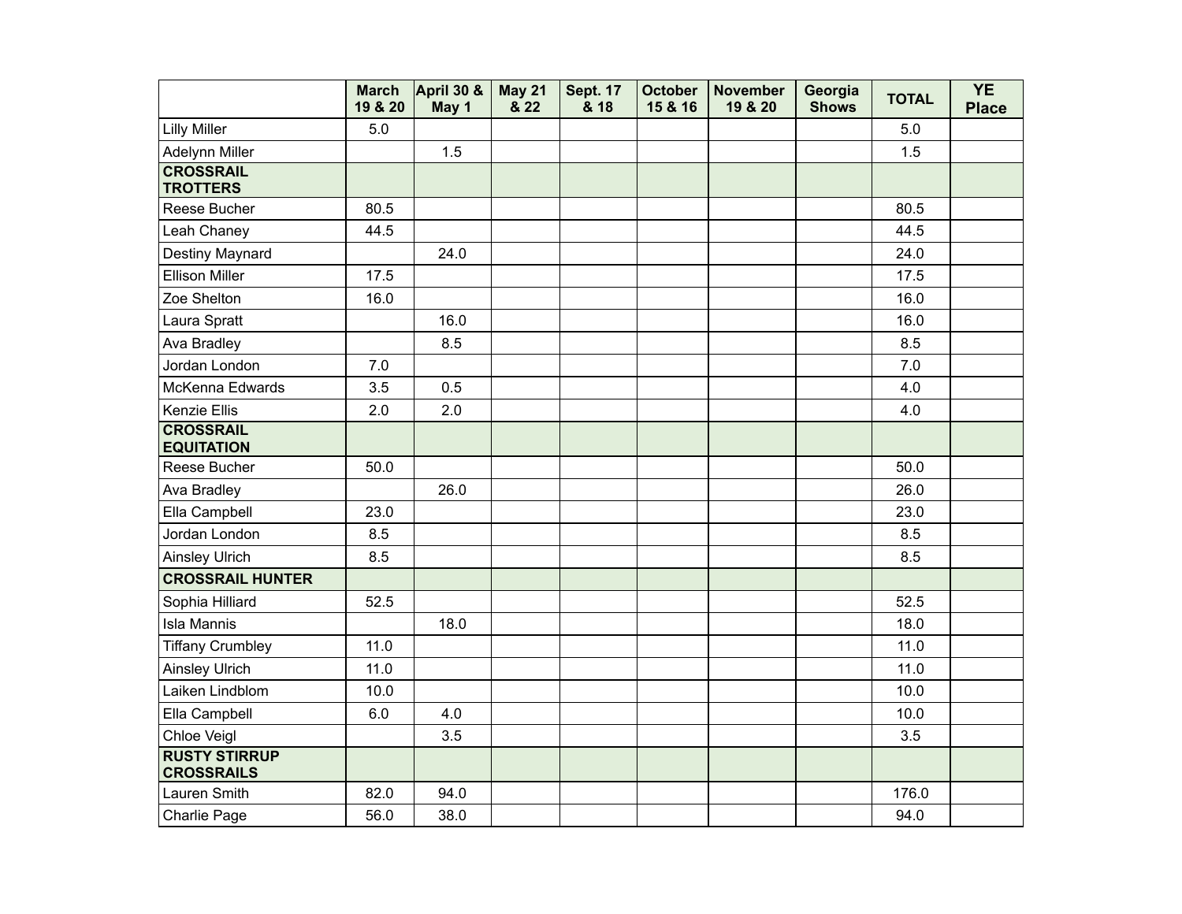| | March 19 & 20 | April 30 & May 1 | May 21 & 22 | Sept. 17 & 18 | October 15 & 16 | November 19 & 20 | Georgia Shows | TOTAL | YE Place |
|---|---|---|---|---|---|---|---|---|---|
| Lilly Miller | 5.0 | | | | | | | 5.0 | |
| Adelynn Miller | | 1.5 | | | | | | 1.5 | |
| **CROSSRAIL TROTTERS** | | | | | | | | | |
| Reese Bucher | 80.5 | | | | | | | 80.5 | |
| Leah Chaney | 44.5 | | | | | | | 44.5 | |
| Destiny Maynard | | 24.0 | | | | | | 24.0 | |
| Ellison Miller | 17.5 | | | | | | | 17.5 | |
| Zoe Shelton | 16.0 | | | | | | | 16.0 | |
| Laura Spratt | | 16.0 | | | | | | 16.0 | |
| Ava Bradley | | 8.5 | | | | | | 8.5 | |
| Jordan London | 7.0 | | | | | | | 7.0 | |
| McKenna Edwards | 3.5 | 0.5 | | | | | | 4.0 | |
| Kenzie Ellis | 2.0 | 2.0 | | | | | | 4.0 | |
| **CROSSRAIL EQUITATION** | | | | | | | | | |
| Reese Bucher | 50.0 | | | | | | | 50.0 | |
| Ava Bradley | | 26.0 | | | | | | 26.0 | |
| Ella Campbell | 23.0 | | | | | | | 23.0 | |
| Jordan London | 8.5 | | | | | | | 8.5 | |
| Ainsley Ulrich | 8.5 | | | | | | | 8.5 | |
| **CROSSRAIL HUNTER** | | | | | | | | | |
| Sophia Hilliard | 52.5 | | | | | | | 52.5 | |
| Isla Mannis | | 18.0 | | | | | | 18.0 | |
| Tiffany Crumbley | 11.0 | | | | | | | 11.0 | |
| Ainsley Ulrich | 11.0 | | | | | | | 11.0 | |
| Laiken Lindblom | 10.0 | | | | | | | 10.0 | |
| Ella Campbell | 6.0 | 4.0 | | | | | | 10.0 | |
| Chloe Veigl | | 3.5 | | | | | | 3.5 | |
| **RUSTY STIRRUP CROSSRAILS** | | | | | | | | | |
| Lauren Smith | 82.0 | 94.0 | | | | | | 176.0 | |
| Charlie Page | 56.0 | 38.0 | | | | | | 94.0 | |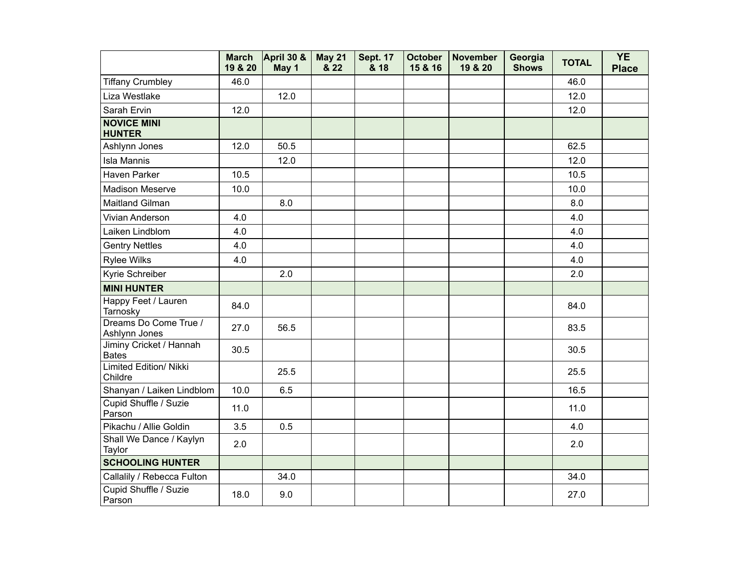| | March 19 & 20 | April 30 & May 1 | May 21 & 22 | Sept. 17 & 18 | October 15 & 16 | November 19 & 20 | Georgia Shows | TOTAL | YE Place |
|---|---|---|---|---|---|---|---|---|---|
| Tiffany Crumbley | 46.0 | | | | | | | 46.0 | |
| Liza Westlake | | 12.0 | | | | | | 12.0 | |
| Sarah Ervin | 12.0 | | | | | | | 12.0 | |
| **NOVICE MINI HUNTER** | | | | | | | | | |
| Ashlynn Jones | 12.0 | 50.5 | | | | | | 62.5 | |
| Isla Mannis | | 12.0 | | | | | | 12.0 | |
| Haven Parker | 10.5 | | | | | | | 10.5 | |
| Madison Meserve | 10.0 | | | | | | | 10.0 | |
| Maitland Gilman | | 8.0 | | | | | | 8.0 | |
| Vivian Anderson | 4.0 | | | | | | | 4.0 | |
| Laiken Lindblom | 4.0 | | | | | | | 4.0 | |
| Gentry Nettles | 4.0 | | | | | | | 4.0 | |
| Rylee Wilks | 4.0 | | | | | | | 4.0 | |
| Kyrie Schreiber | | 2.0 | | | | | | 2.0 | |
| **MINI HUNTER** | | | | | | | | | |
| Happy Feet / Lauren Tarnosky | 84.0 | | | | | | | 84.0 | |
| Dreams Do Come True / Ashlynn Jones | 27.0 | 56.5 | | | | | | 83.5 | |
| Jiminy Cricket / Hannah Bates | 30.5 | | | | | | | 30.5 | |
| Limited Edition/ Nikki Childre | | 25.5 | | | | | | 25.5 | |
| Shanyan / Laiken Lindblom | 10.0 | 6.5 | | | | | | 16.5 | |
| Cupid Shuffle / Suzie Parson | 11.0 | | | | | | | 11.0 | |
| Pikachu / Allie Goldin | 3.5 | 0.5 | | | | | | 4.0 | |
| Shall We Dance / Kaylyn Taylor | 2.0 | | | | | | | 2.0 | |
| **SCHOOLING HUNTER** | | | | | | | | | |
| Callalily / Rebecca Fulton | | 34.0 | | | | | | 34.0 | |
| Cupid Shuffle / Suzie Parson | 18.0 | 9.0 | | | | | | 27.0 | |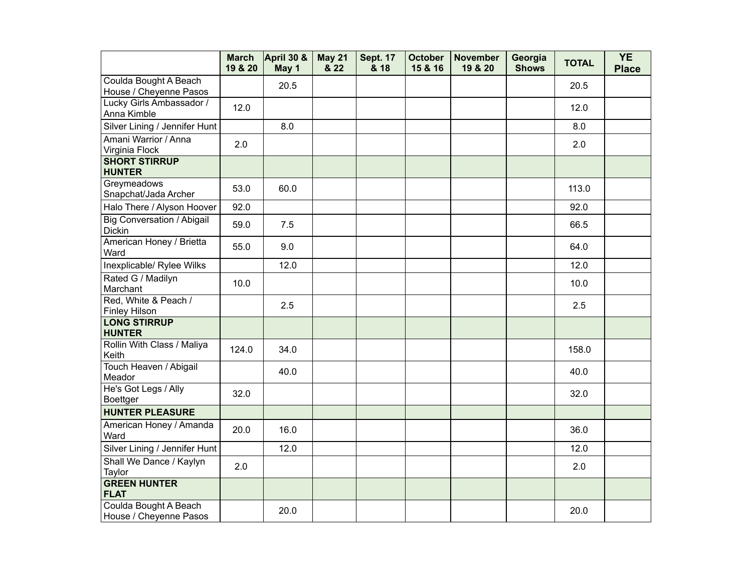| | March 19 & 20 | April 30 & May 1 | May 21 & 22 | Sept. 17 & 18 | October 15 & 16 | November 19 & 20 | Georgia Shows | TOTAL | YE Place |
|---|---|---|---|---|---|---|---|---|---|
| Coulda Bought A Beach House / Cheyenne Pasos | | 20.5 | | | | | | 20.5 | |
| Lucky Girls Ambassador / Anna Kimble | 12.0 | | | | | | | 12.0 | |
| Silver Lining / Jennifer Hunt | | 8.0 | | | | | | 8.0 | |
| Amani Warrior / Anna Virginia Flock | 2.0 | | | | | | | 2.0 | |
| **SHORT STIRRUP HUNTER** | | | | | | | | | |
| Greymeadows Snapchat/Jada Archer | 53.0 | 60.0 | | | | | | 113.0 | |
| Halo There / Alyson Hoover | 92.0 | | | | | | | 92.0 | |
| Big Conversation / Abigail Dickin | 59.0 | 7.5 | | | | | | 66.5 | |
| American Honey / Brietta Ward | 55.0 | 9.0 | | | | | | 64.0 | |
| Inexplicable/ Rylee Wilks | | 12.0 | | | | | | 12.0 | |
| Rated G / Madilyn Marchant | 10.0 | | | | | | | 10.0 | |
| Red, White & Peach / Finley Hilson | | 2.5 | | | | | | 2.5 | |
| **LONG STIRRUP HUNTER** | | | | | | | | | |
| Rollin With Class / Maliya Keith | 124.0 | 34.0 | | | | | | 158.0 | |
| Touch Heaven / Abigail Meador | | 40.0 | | | | | | 40.0 | |
| He's Got Legs / Ally Boettger | 32.0 | | | | | | | 32.0 | |
| **HUNTER PLEASURE** | | | | | | | | | |
| American Honey / Amanda Ward | 20.0 | 16.0 | | | | | | 36.0 | |
| Silver Lining / Jennifer Hunt | | 12.0 | | | | | | 12.0 | |
| Shall We Dance / Kaylyn Taylor | 2.0 | | | | | | | 2.0 | |
| **GREEN HUNTER FLAT** | | | | | | | | | |
| Coulda Bought A Beach House / Cheyenne Pasos | | 20.0 | | | | | | 20.0 | |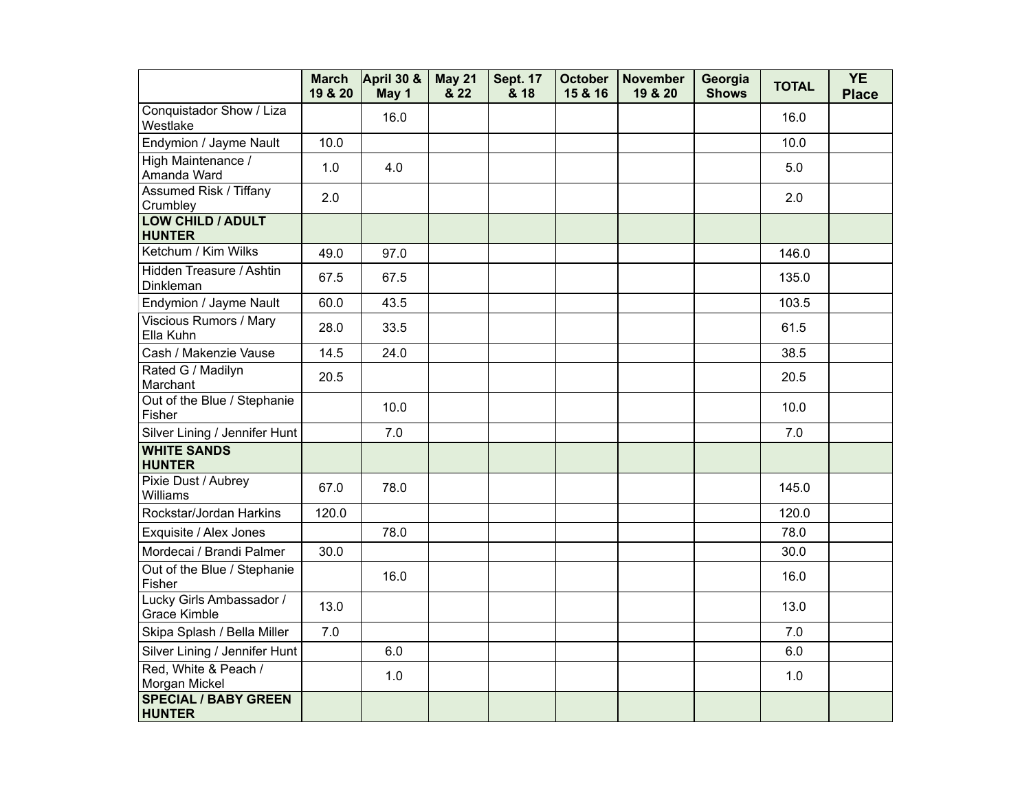| | March 19 & 20 | April 30 & May 1 | May 21 & 22 | Sept. 17 & 18 | October 15 & 16 | November 19 & 20 | Georgia Shows | TOTAL | YE Place |
|---|---|---|---|---|---|---|---|---|---|
| Conquistador Show / Liza Westlake | | 16.0 | | | | | | 16.0 | |
| Endymion / Jayme Nault | 10.0 | | | | | | | 10.0 | |
| High Maintenance / Amanda Ward | 1.0 | 4.0 | | | | | | 5.0 | |
| Assumed Risk / Tiffany Crumbley | 2.0 | | | | | | | 2.0 | |
| **LOW CHILD / ADULT HUNTER** | | | | | | | | | |
| Ketchum / Kim Wilks | 49.0 | 97.0 | | | | | | 146.0 | |
| Hidden Treasure / Ashtin Dinkleman | 67.5 | 67.5 | | | | | | 135.0 | |
| Endymion / Jayme Nault | 60.0 | 43.5 | | | | | | 103.5 | |
| Viscious Rumors / Mary Ella Kuhn | 28.0 | 33.5 | | | | | | 61.5 | |
| Cash / Makenzie Vause | 14.5 | 24.0 | | | | | | 38.5 | |
| Rated G / Madilyn Marchant | 20.5 | | | | | | | 20.5 | |
| Out of the Blue / Stephanie Fisher | | 10.0 | | | | | | 10.0 | |
| Silver Lining / Jennifer Hunt | | 7.0 | | | | | | 7.0 | |
| **WHITE SANDS HUNTER** | | | | | | | | | |
| Pixie Dust / Aubrey Williams | 67.0 | 78.0 | | | | | | 145.0 | |
| Rockstar/Jordan Harkins | 120.0 | | | | | | | 120.0 | |
| Exquisite / Alex Jones | | 78.0 | | | | | | 78.0 | |
| Mordecai / Brandi Palmer | 30.0 | | | | | | | 30.0 | |
| Out of the Blue / Stephanie Fisher | | 16.0 | | | | | | 16.0 | |
| Lucky Girls Ambassador / Grace Kimble | 13.0 | | | | | | | 13.0 | |
| Skipa Splash / Bella Miller | 7.0 | | | | | | | 7.0 | |
| Silver Lining / Jennifer Hunt | | 6.0 | | | | | | 6.0 | |
| Red, White & Peach / Morgan Mickel | | 1.0 | | | | | | 1.0 | |
| **SPECIAL / BABY GREEN HUNTER** | | | | | | | | | |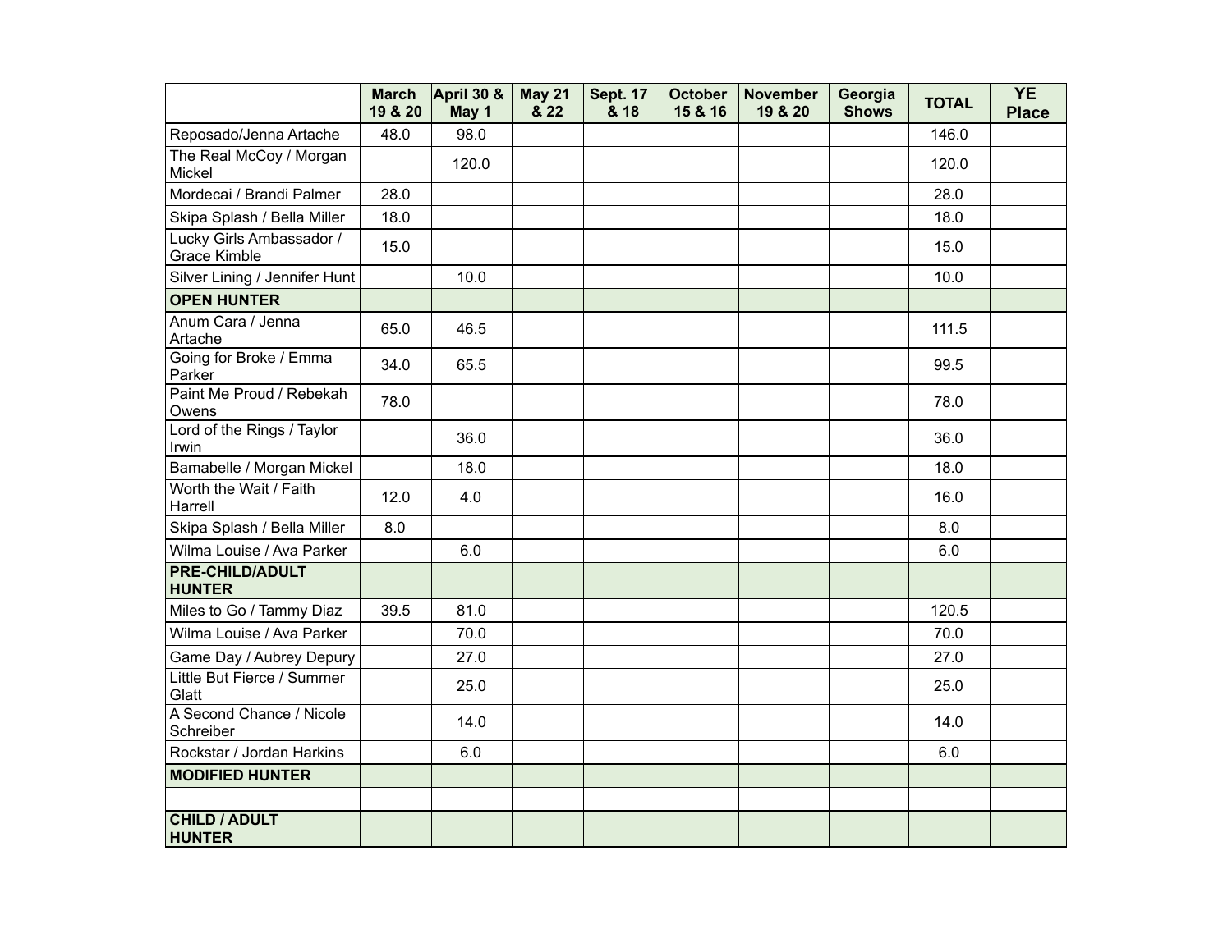| | March 19 & 20 | April 30 & May 1 | May 21 & 22 | Sept. 17 & 18 | October 15 & 16 | November 19 & 20 | Georgia Shows | TOTAL | YE Place |
|---|---|---|---|---|---|---|---|---|---|
| Reposado/Jenna Artache | 48.0 | 98.0 | | | | | | 146.0 | |
| The Real McCoy / Morgan Mickel | | 120.0 | | | | | | 120.0 | |
| Mordecai / Brandi Palmer | 28.0 | | | | | | | 28.0 | |
| Skipa Splash / Bella Miller | 18.0 | | | | | | | 18.0 | |
| Lucky Girls Ambassador / Grace Kimble | 15.0 | | | | | | | 15.0 | |
| Silver Lining / Jennifer Hunt | | 10.0 | | | | | | 10.0 | |
| **OPEN HUNTER** | | | | | | | | | |
| Anum Cara / Jenna Artache | 65.0 | 46.5 | | | | | | 111.5 | |
| Going for Broke / Emma Parker | 34.0 | 65.5 | | | | | | 99.5 | |
| Paint Me Proud / Rebekah Owens | 78.0 | | | | | | | 78.0 | |
| Lord of the Rings / Taylor Irwin | | 36.0 | | | | | | 36.0 | |
| Bamabelle / Morgan Mickel | | 18.0 | | | | | | 18.0 | |
| Worth the Wait / Faith Harrell | 12.0 | 4.0 | | | | | | 16.0 | |
| Skipa Splash / Bella Miller | 8.0 | | | | | | | 8.0 | |
| Wilma Louise / Ava Parker | | 6.0 | | | | | | 6.0 | |
| **PRE-CHILD/ADULT HUNTER** | | | | | | | | | |
| Miles to Go / Tammy Diaz | 39.5 | 81.0 | | | | | | 120.5 | |
| Wilma Louise / Ava Parker | | 70.0 | | | | | | 70.0 | |
| Game Day / Aubrey Depury | | 27.0 | | | | | | 27.0 | |
| Little But Fierce / Summer Glatt | | 25.0 | | | | | | 25.0 | |
| A Second Chance / Nicole Schreiber | | 14.0 | | | | | | 14.0 | |
| Rockstar / Jordan Harkins | | 6.0 | | | | | | 6.0 | |
| **MODIFIED HUNTER** | | | | | | | | | |
| | | | | | | | | | |
| **CHILD / ADULT HUNTER** | | | | | | | | | |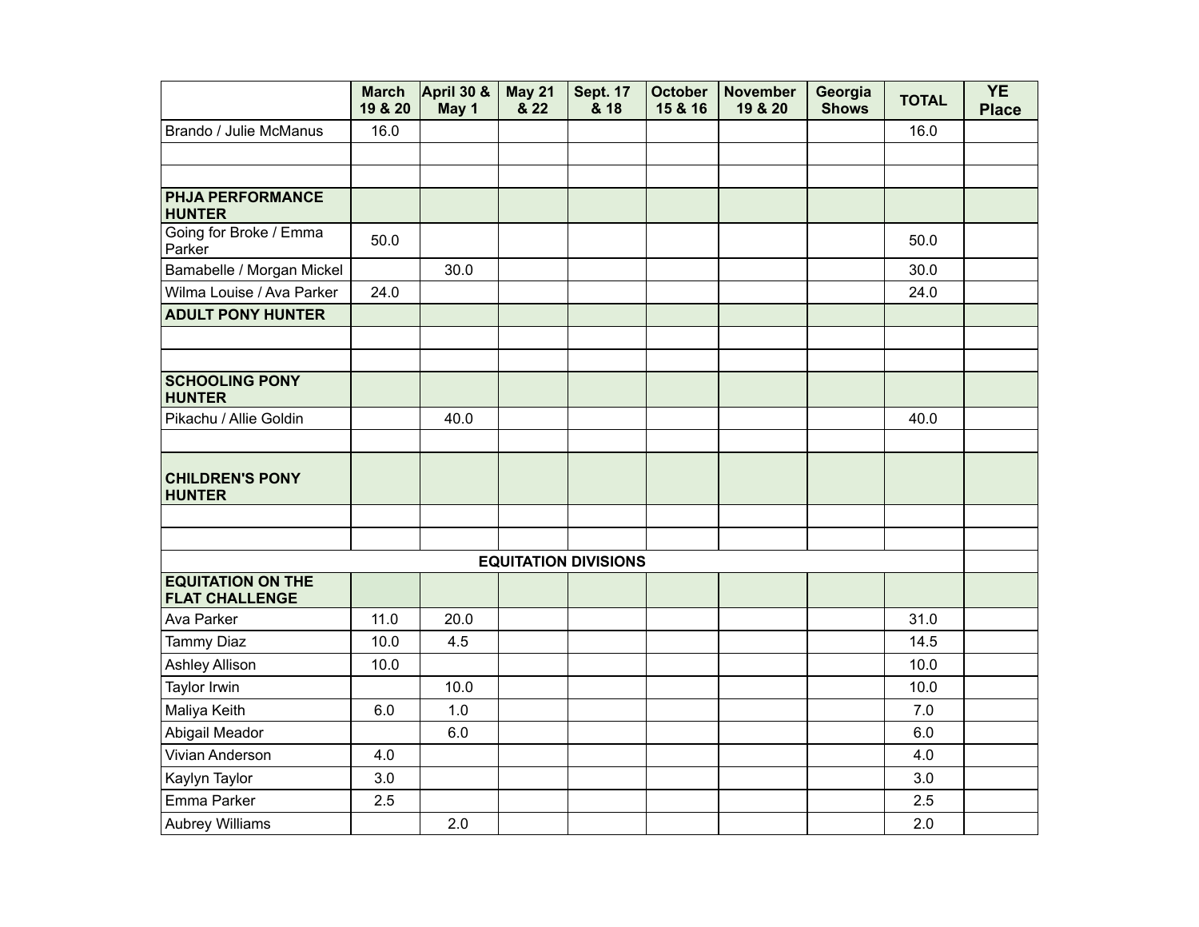| | March 19 & 20 | April 30 & May 1 | May 21 & 22 | Sept. 17 & 18 | October 15 & 16 | November 19 & 20 | Georgia Shows | TOTAL | YE Place |
|---|---|---|---|---|---|---|---|---|---|
| Brando / Julie McManus | 16.0 | | | | | | | 16.0 | |
| | | | | | | | | | |
| | | | | | | | | | |
| **PHJA PERFORMANCE HUNTER** | | | | | | | | | |
| Going for Broke / Emma Parker | 50.0 | | | | | | | 50.0 | |
| Bamabelle / Morgan Mickel | | 30.0 | | | | | | 30.0 | |
| Wilma Louise / Ava Parker | 24.0 | | | | | | | 24.0 | |
| **ADULT PONY HUNTER** | | | | | | | | | |
| | | | | | | | | | |
| | | | | | | | | | |
| **SCHOOLING PONY HUNTER** | | | | | | | | | |
| Pikachu / Allie Goldin | | 40.0 | | | | | | 40.0 | |
| | | | | | | | | | |
| **CHILDREN'S PONY HUNTER** | | | | | | | | | |
| | | | | | | | | | |
| | | | | | | | | | |
| **EQUITATION DIVISIONS** | | | | | | | | | |
| **EQUITATION ON THE FLAT CHALLENGE** | | | | | | | | | |
| Ava Parker | 11.0 | 20.0 | | | | | | 31.0 | |
| Tammy Diaz | 10.0 | 4.5 | | | | | | 14.5 | |
| Ashley Allison | 10.0 | | | | | | | 10.0 | |
| Taylor Irwin | | 10.0 | | | | | | 10.0 | |
| Maliya Keith | 6.0 | 1.0 | | | | | | 7.0 | |
| Abigail Meador | | 6.0 | | | | | | 6.0 | |
| Vivian Anderson | 4.0 | | | | | | | 4.0 | |
| Kaylyn Taylor | 3.0 | | | | | | | 3.0 | |
| Emma Parker | 2.5 | | | | | | | 2.5 | |
| Aubrey Williams | | 2.0 | | | | | | 2.0 | |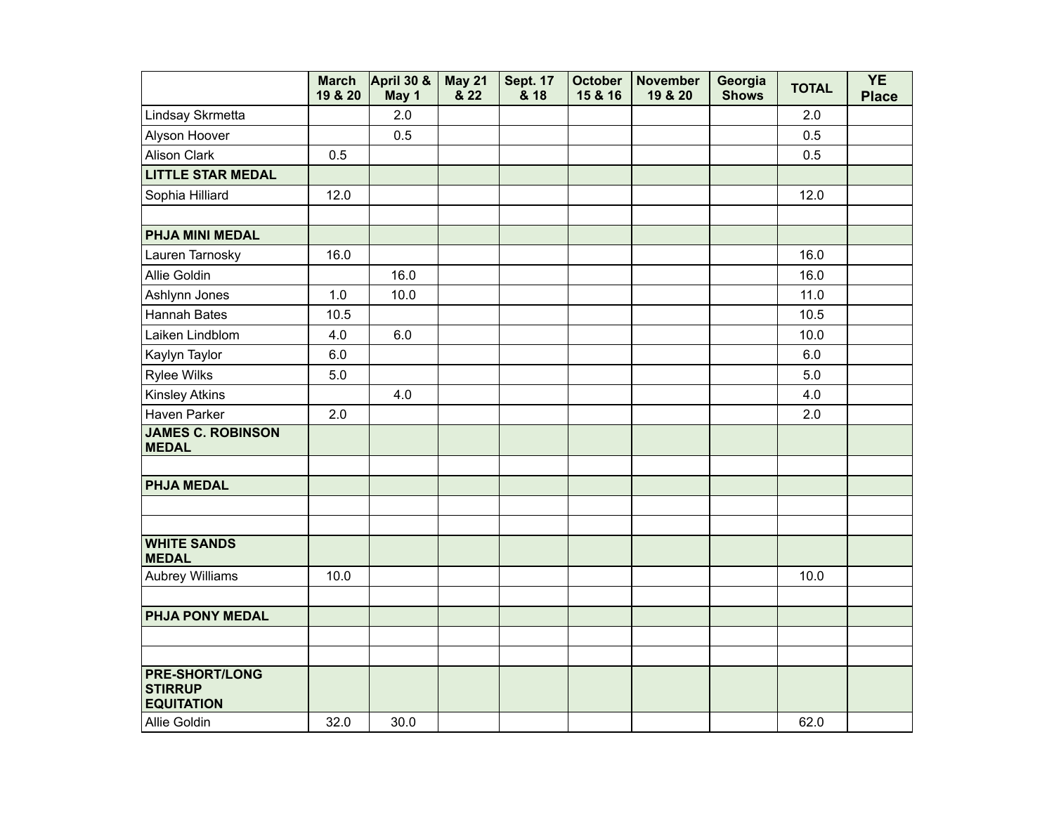| | March 19 & 20 | April 30 & May 1 | May 21 & 22 | Sept. 17 & 18 | October 15 & 16 | November 19 & 20 | Georgia Shows | TOTAL | YE Place |
|---|---|---|---|---|---|---|---|---|---|
| Lindsay Skrmetta | | 2.0 | | | | | | 2.0 | |
| Alyson Hoover | | 0.5 | | | | | | 0.5 | |
| Alison Clark | 0.5 | | | | | | | 0.5 | |
| **LITTLE STAR MEDAL** | | | | | | | | | |
| Sophia Hilliard | 12.0 | | | | | | | 12.0 | |
| | | | | | | | | | |
| **PHJA MINI MEDAL** | | | | | | | | | |
| Lauren Tarnosky | 16.0 | | | | | | | 16.0 | |
| Allie Goldin | | 16.0 | | | | | | 16.0 | |
| Ashlynn Jones | 1.0 | 10.0 | | | | | | 11.0 | |
| Hannah Bates | 10.5 | | | | | | | 10.5 | |
| Laiken Lindblom | 4.0 | 6.0 | | | | | | 10.0 | |
| Kaylyn Taylor | 6.0 | | | | | | | 6.0 | |
| Rylee Wilks | 5.0 | | | | | | | 5.0 | |
| Kinsley Atkins | | 4.0 | | | | | | 4.0 | |
| Haven Parker | 2.0 | | | | | | | 2.0 | |
| **JAMES C. ROBINSON MEDAL** | | | | | | | | | |
| | | | | | | | | | |
| **PHJA MEDAL** | | | | | | | | | |
| | | | | | | | | | |
| | | | | | | | | | |
| **WHITE SANDS MEDAL** | | | | | | | | | |
| Aubrey Williams | 10.0 | | | | | | | 10.0 | |
| | | | | | | | | | |
| **PHJA PONY MEDAL** | | | | | | | | | |
| | | | | | | | | | |
| | | | | | | | | | |
| **PRE-SHORT/LONG STIRRUP EQUITATION** | | | | | | | | | |
| Allie Goldin | 32.0 | 30.0 | | | | | | 62.0 | |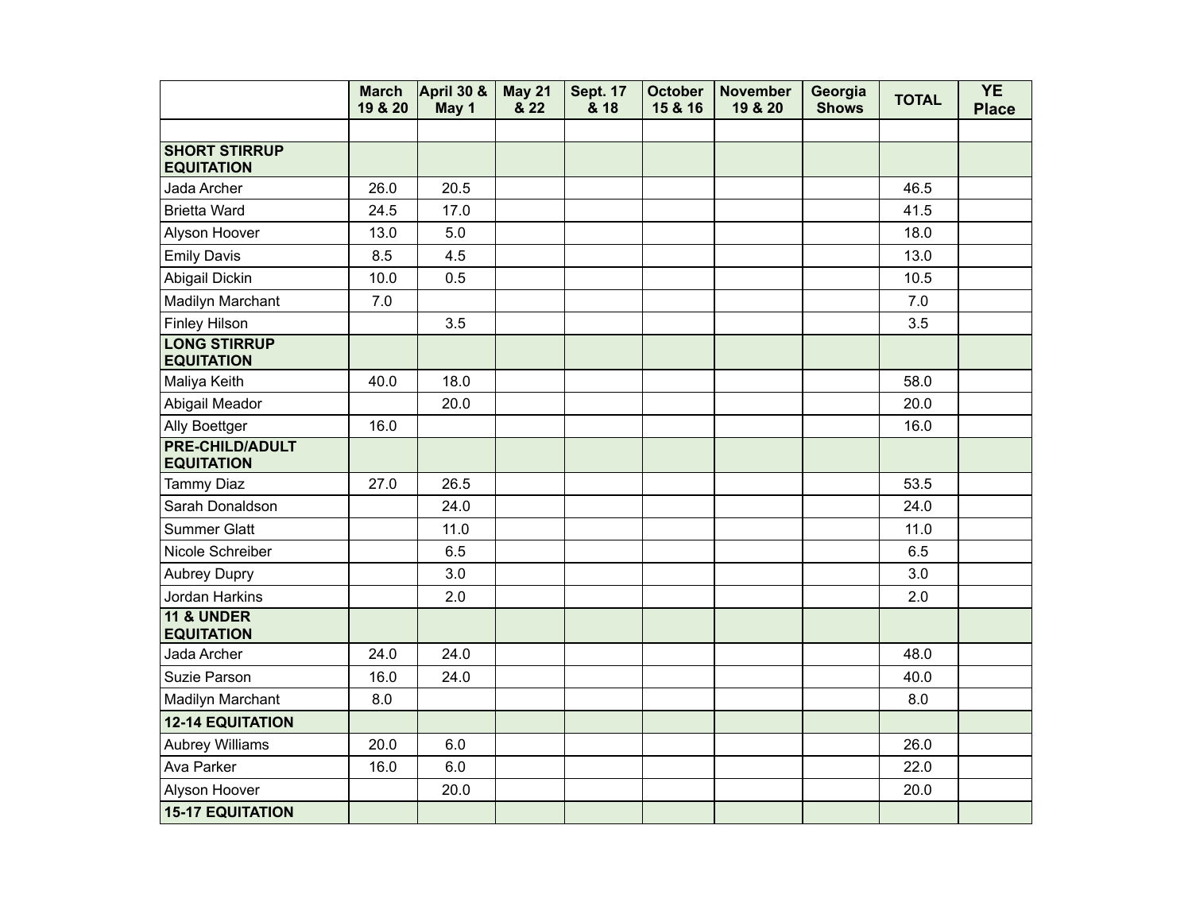| | March 19 & 20 | April 30 & May 1 | May 21 & 22 | Sept. 17 & 18 | October 15 & 16 | November 19 & 20 | Georgia Shows | TOTAL | YE Place |
|---|---|---|---|---|---|---|---|---|---|
| | | | | | | | | | |
| **SHORT STIRRUP EQUITATION** | | | | | | | | | |
| Jada Archer | 26.0 | 20.5 | | | | | | 46.5 | |
| Brietta Ward | 24.5 | 17.0 | | | | | | 41.5 | |
| Alyson Hoover | 13.0 | 5.0 | | | | | | 18.0 | |
| Emily Davis | 8.5 | 4.5 | | | | | | 13.0 | |
| Abigail Dickin | 10.0 | 0.5 | | | | | | 10.5 | |
| Madilyn Marchant | 7.0 | | | | | | | 7.0 | |
| Finley Hilson | | 3.5 | | | | | | 3.5 | |
| **LONG STIRRUP EQUITATION** | | | | | | | | | |
| Maliya Keith | 40.0 | 18.0 | | | | | | 58.0 | |
| Abigail Meador | | 20.0 | | | | | | 20.0 | |
| Ally Boettger | 16.0 | | | | | | | 16.0 | |
| **PRE-CHILD/ADULT EQUITATION** | | | | | | | | | |
| Tammy Diaz | 27.0 | 26.5 | | | | | | 53.5 | |
| Sarah Donaldson | | 24.0 | | | | | | 24.0 | |
| Summer Glatt | | 11.0 | | | | | | 11.0 | |
| Nicole Schreiber | | 6.5 | | | | | | 6.5 | |
| Aubrey Dupry | | 3.0 | | | | | | 3.0 | |
| Jordan Harkins | | 2.0 | | | | | | 2.0 | |
| **11 & UNDER EQUITATION** | | | | | | | | | |
| Jada Archer | 24.0 | 24.0 | | | | | | 48.0 | |
| Suzie Parson | 16.0 | 24.0 | | | | | | 40.0 | |
| Madilyn Marchant | 8.0 | | | | | | | 8.0 | |
| **12-14 EQUITATION** | | | | | | | | | |
| Aubrey Williams | 20.0 | 6.0 | | | | | | 26.0 | |
| Ava Parker | 16.0 | 6.0 | | | | | | 22.0 | |
| Alyson Hoover | | 20.0 | | | | | | 20.0 | |
| **15-17 EQUITATION** | | | | | | | | | |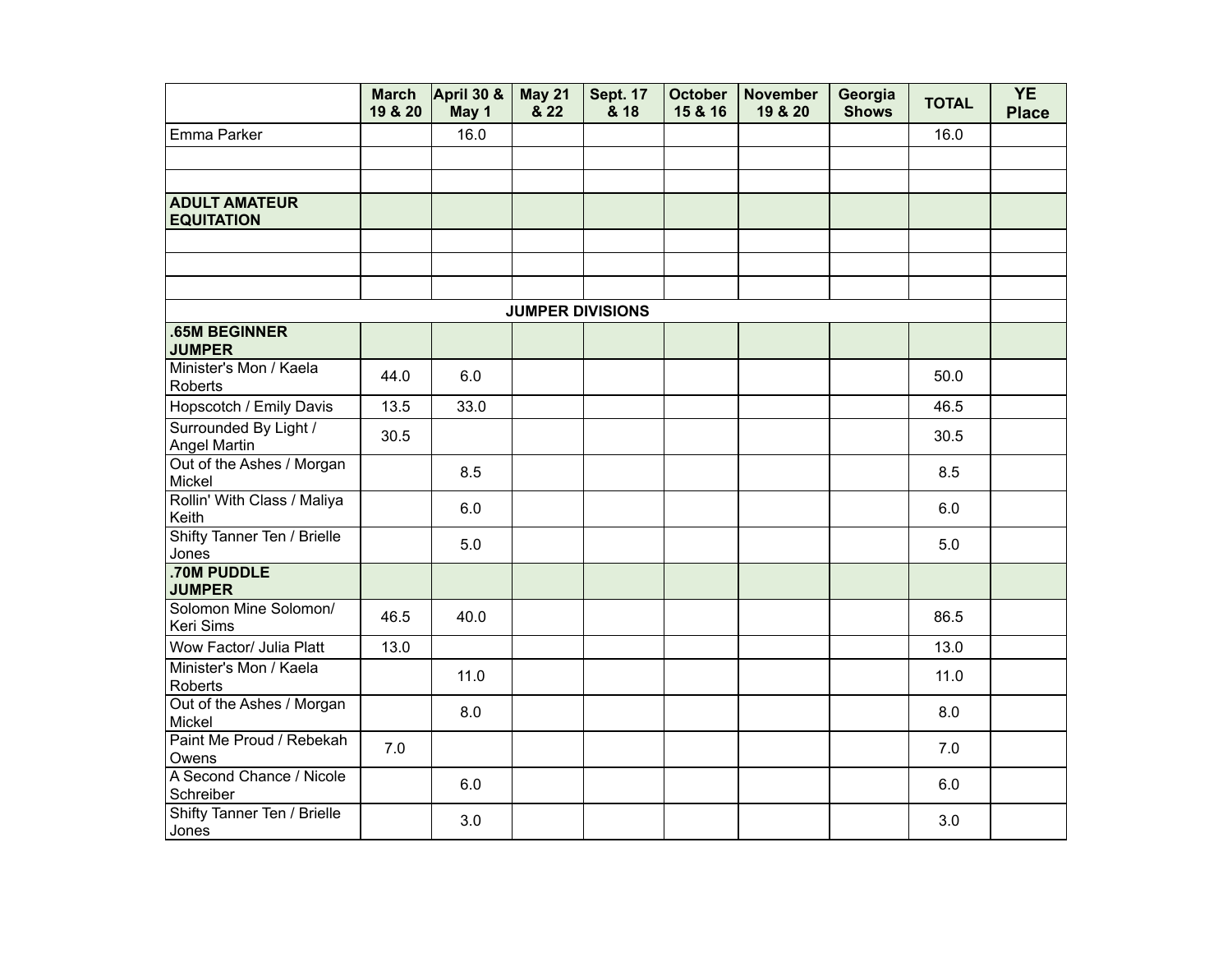| | March 19 & 20 | April 30 & May 1 | May 21 & 22 | Sept. 17 & 18 | October 15 & 16 | November 19 & 20 | Georgia Shows | TOTAL | YE Place |
|---|---|---|---|---|---|---|---|---|---|
| Emma Parker | | 16.0 | | | | | | 16.0 | |
| | | | | | | | | | |
| | | | | | | | | | |
| **ADULT AMATEUR EQUITATION** | | | | | | | | | |
| | | | | | | | | | |
| | | | | | | | | | |
| | | | | | | | | | |
| **JUMPER DIVISIONS** | | | | | | | | | |
| **.65M BEGINNER JUMPER** | | | | | | | | | |
| Minister's Mon / Kaela Roberts | 44.0 | 6.0 | | | | | | 50.0 | |
| Hopscotch / Emily Davis | 13.5 | 33.0 | | | | | | 46.5 | |
| Surrounded By Light / Angel Martin | 30.5 | | | | | | | 30.5 | |
| Out of the Ashes / Morgan Mickel | | 8.5 | | | | | | 8.5 | |
| Rollin' With Class / Maliya Keith | | 6.0 | | | | | | 6.0 | |
| Shifty Tanner Ten / Brielle Jones | | 5.0 | | | | | | 5.0 | |
| **.70M PUDDLE JUMPER** | | | | | | | | | |
| Solomon Mine Solomon/ Keri Sims | 46.5 | 40.0 | | | | | | 86.5 | |
| Wow Factor/ Julia Platt | 13.0 | | | | | | | 13.0 | |
| Minister's Mon / Kaela Roberts | | 11.0 | | | | | | 11.0 | |
| Out of the Ashes / Morgan Mickel | | 8.0 | | | | | | 8.0 | |
| Paint Me Proud / Rebekah Owens | 7.0 | | | | | | | 7.0 | |
| A Second Chance / Nicole Schreiber | | 6.0 | | | | | | 6.0 | |
| Shifty Tanner Ten / Brielle Jones | | 3.0 | | | | | | 3.0 | |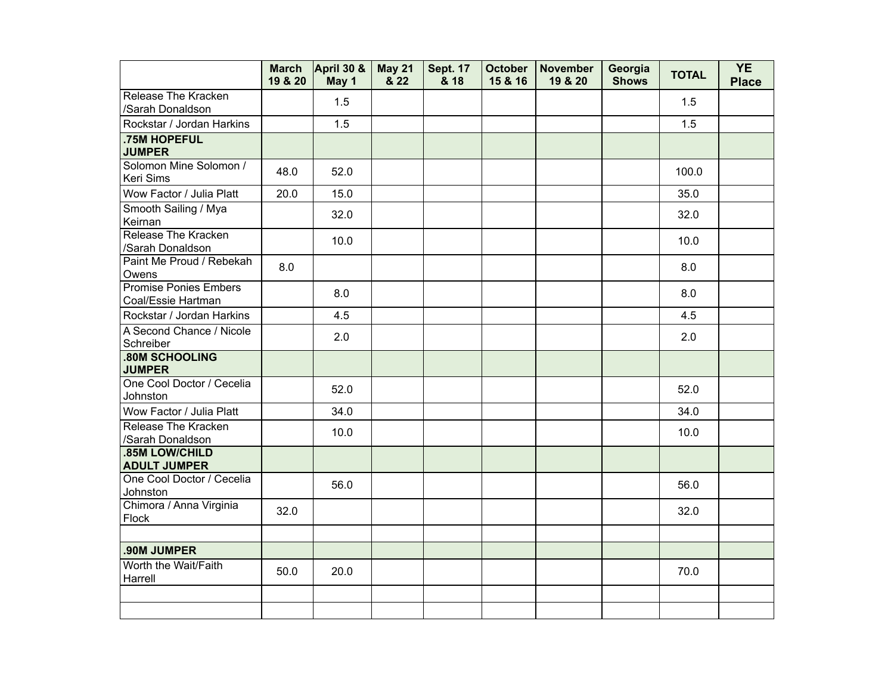| | March 19 & 20 | April 30 & May 1 | May 21 & 22 | Sept. 17 & 18 | October 15 & 16 | November 19 & 20 | Georgia Shows | TOTAL | YE Place |
|---|---|---|---|---|---|---|---|---|---|
| Release The Kracken /Sarah Donaldson | | 1.5 | | | | | | 1.5 | |
| Rockstar / Jordan Harkins | | 1.5 | | | | | | 1.5 | |
| **.75M HOPEFUL JUMPER** | | | | | | | | | |
| Solomon Mine Solomon / Keri Sims | 48.0 | 52.0 | | | | | | 100.0 | |
| Wow Factor / Julia Platt | 20.0 | 15.0 | | | | | | 35.0 | |
| Smooth Sailing / Mya Keirnan | | 32.0 | | | | | | 32.0 | |
| Release The Kracken /Sarah Donaldson | | 10.0 | | | | | | 10.0 | |
| Paint Me Proud / Rebekah Owens | 8.0 | | | | | | | 8.0 | |
| Promise Ponies Embers Coal/Essie Hartman | | 8.0 | | | | | | 8.0 | |
| Rockstar / Jordan Harkins | | 4.5 | | | | | | 4.5 | |
| A Second Chance / Nicole Schreiber | | 2.0 | | | | | | 2.0 | |
| **.80M SCHOOLING JUMPER** | | | | | | | | | |
| One Cool Doctor / Cecelia Johnston | | 52.0 | | | | | | 52.0 | |
| Wow Factor / Julia Platt | | 34.0 | | | | | | 34.0 | |
| Release The Kracken /Sarah Donaldson | | 10.0 | | | | | | 10.0 | |
| **.85M LOW/CHILD ADULT JUMPER** | | | | | | | | | |
| One Cool Doctor / Cecelia Johnston | | 56.0 | | | | | | 56.0 | |
| Chimora / Anna Virginia Flock | 32.0 | | | | | | | 32.0 | |
| | | | | | | | | | |
| **.90M JUMPER** | | | | | | | | | |
| Worth the Wait/Faith Harrell | 50.0 | 20.0 | | | | | | 70.0 | |
| | | | | | | | | | |
| | | | | | | | | | |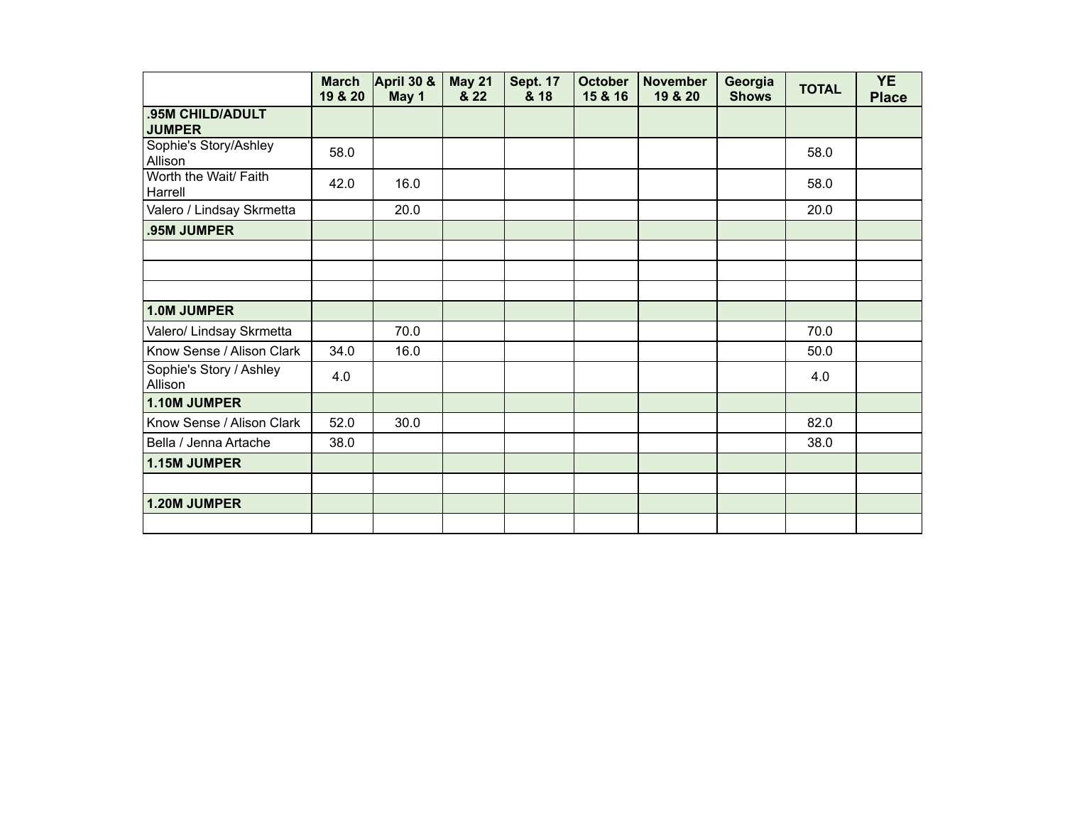| | March 19 & 20 | April 30 & May 1 | May 21 & 22 | Sept. 17 & 18 | October 15 & 16 | November 19 & 20 | Georgia Shows | TOTAL | YE Place |
|---|---|---|---|---|---|---|---|---|---|
| **.95M CHILD/ADULT JUMPER** | | | | | | | | | |
| Sophie's Story/Ashley Allison | 58.0 | | | | | | | 58.0 | |
| Worth the Wait/ Faith Harrell | 42.0 | 16.0 | | | | | | 58.0 | |
| Valero / Lindsay Skrmetta | | 20.0 | | | | | | 20.0 | |
| **.95M JUMPER** | | | | | | | | | |
| | | | | | | | | | |
| | | | | | | | | | |
| | | | | | | | | | |
| **1.0M JUMPER** | | | | | | | | | |
| Valero/ Lindsay Skrmetta | | 70.0 | | | | | | 70.0 | |
| Know Sense / Alison Clark | 34.0 | 16.0 | | | | | | 50.0 | |
| Sophie's Story / Ashley Allison | 4.0 | | | | | | | 4.0 | |
| **1.10M JUMPER** | | | | | | | | | |
| Know Sense / Alison Clark | 52.0 | 30.0 | | | | | | 82.0 | |
| Bella / Jenna Artache | 38.0 | | | | | | | 38.0 | |
| **1.15M JUMPER** | | | | | | | | | |
| | | | | | | | | | |
| **1.20M JUMPER** | | | | | | | | | |
| | | | | | | | | | |